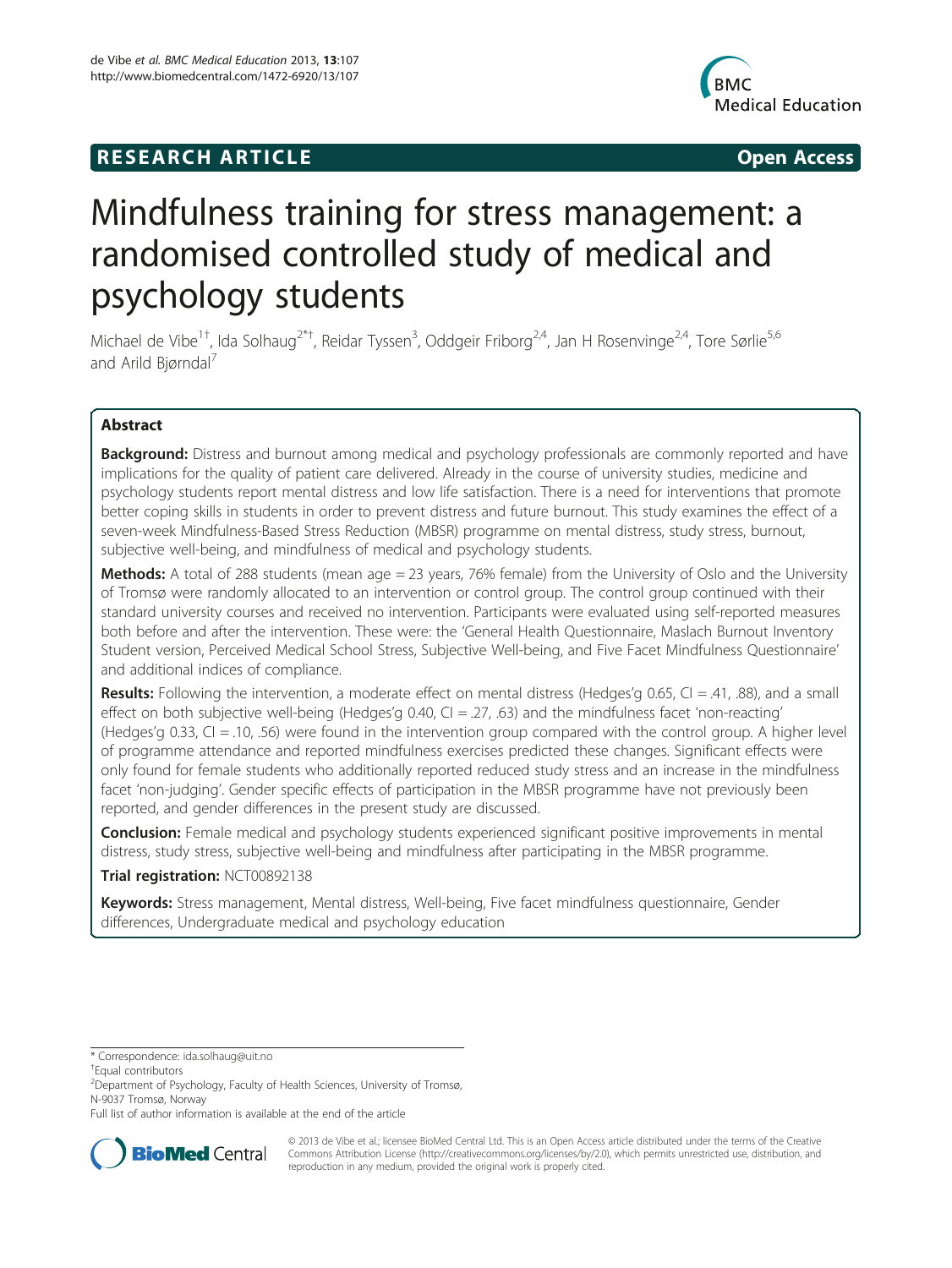RESEARCH ARTICLE | Open Access

# Mindfulness training for stress management: a randomised controlled study of medical and psychology students

Michael de Vibe[1†], Ida Solhaug[2*†], Reidar Tyssen[3], Oddgeir Friborg[2,4], Jan H Rosenvinge[2,4], Tore Sørlie[5,6] and Arild Bjørndal[7]

## Abstract

**Background:** Distress and burnout among medical and psychology professionals are commonly reported and have implications for the quality of patient care delivered. Already in the course of university studies, medicine and psychology students report mental distress and low life satisfaction. There is a need for interventions that promote better coping skills in students in order to prevent distress and future burnout. This study examines the effect of a seven-week Mindfulness-Based Stress Reduction (MBSR) programme on mental distress, study stress, burnout, subjective well-being, and mindfulness of medical and psychology students.

**Methods:** A total of 288 students (mean age = 23 years, 76% female) from the University of Oslo and the University of Tromsø were randomly allocated to an intervention or control group. The control group continued with their standard university courses and received no intervention. Participants were evaluated using self-reported measures both before and after the intervention. These were: the 'General Health Questionnaire, Maslach Burnout Inventory Student version, Perceived Medical School Stress, Subjective Well-being, and Five Facet Mindfulness Questionnaire' and additional indices of compliance.

**Results:** Following the intervention, a moderate effect on mental distress (Hedges'g 0.65, CI = .41, .88), and a small effect on both subjective well-being (Hedges'g 0.40, CI = .27, .63) and the mindfulness facet 'non-reacting' (Hedges'g 0.33, CI = .10, .56) were found in the intervention group compared with the control group. A higher level of programme attendance and reported mindfulness exercises predicted these changes. Significant effects were only found for female students who additionally reported reduced study stress and an increase in the mindfulness facet 'non-judging'. Gender specific effects of participation in the MBSR programme have not previously been reported, and gender differences in the present study are discussed.

**Conclusion:** Female medical and psychology students experienced significant positive improvements in mental distress, study stress, subjective well-being and mindfulness after participating in the MBSR programme.

**Trial registration:** NCT00892138

**Keywords:** Stress management, Mental distress, Well-being, Five facet mindfulness questionnaire, Gender differences, Undergraduate medical and psychology education

---

\* Correspondence: ida.solhaug@uit.no

†Equal contributors

[2]Department of Psychology, Faculty of Health Sciences, University of Tromsø, N-9037 Tromsø, Norway

Full list of author information is available at the end of the article

© 2013 de Vibe et al.; licensee BioMed Central Ltd. This is an Open Access article distributed under the terms of the Creative Commons Attribution License (http://creativecommons.org/licenses/by/2.0), which permits unrestricted use, distribution, and reproduction in any medium, provided the original work is properly cited.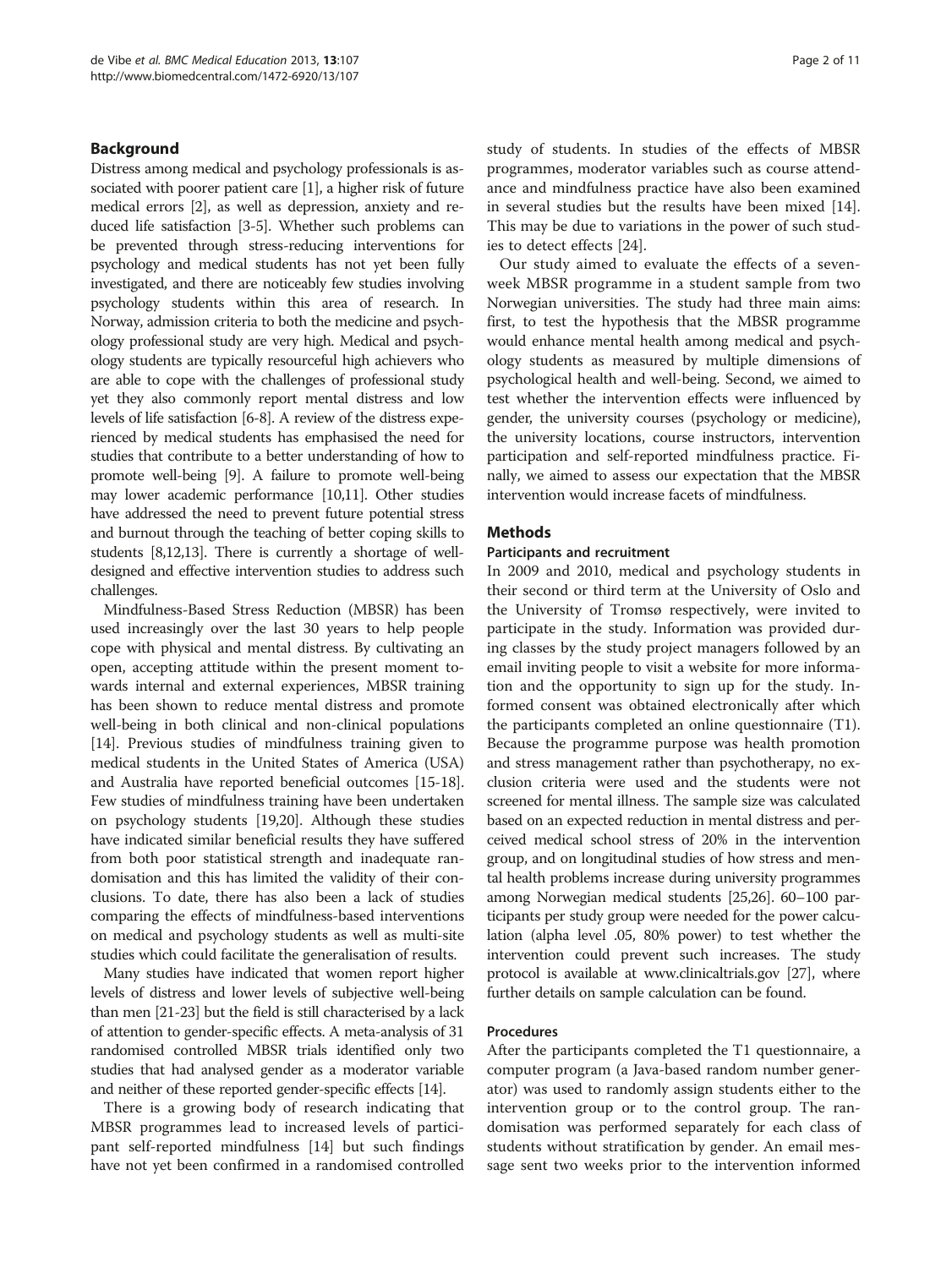## Background

Distress among medical and psychology professionals is associated with poorer patient care [1], a higher risk of future medical errors [2], as well as depression, anxiety and reduced life satisfaction [3-5]. Whether such problems can be prevented through stress-reducing interventions for psychology and medical students has not yet been fully investigated, and there are noticeably few studies involving psychology students within this area of research. In Norway, admission criteria to both the medicine and psychology professional study are very high. Medical and psychology students are typically resourceful high achievers who are able to cope with the challenges of professional study yet they also commonly report mental distress and low levels of life satisfaction [6-8]. A review of the distress experienced by medical students has emphasised the need for studies that contribute to a better understanding of how to promote well-being [9]. A failure to promote well-being may lower academic performance [10,11]. Other studies have addressed the need to prevent future potential stress and burnout through the teaching of better coping skills to students [8,12,13]. There is currently a shortage of well-designed and effective intervention studies to address such challenges.

Mindfulness-Based Stress Reduction (MBSR) has been used increasingly over the last 30 years to help people cope with physical and mental distress. By cultivating an open, accepting attitude within the present moment towards internal and external experiences, MBSR training has been shown to reduce mental distress and promote well-being in both clinical and non-clinical populations [14]. Previous studies of mindfulness training given to medical students in the United States of America (USA) and Australia have reported beneficial outcomes [15-18]. Few studies of mindfulness training have been undertaken on psychology students [19,20]. Although these studies have indicated similar beneficial results they have suffered from both poor statistical strength and inadequate randomisation and this has limited the validity of their conclusions. To date, there has also been a lack of studies comparing the effects of mindfulness-based interventions on medical and psychology students as well as multi-site studies which could facilitate the generalisation of results.

Many studies have indicated that women report higher levels of distress and lower levels of subjective well-being than men [21-23] but the field is still characterised by a lack of attention to gender-specific effects. A meta-analysis of 31 randomised controlled MBSR trials identified only two studies that had analysed gender as a moderator variable and neither of these reported gender-specific effects [14].

There is a growing body of research indicating that MBSR programmes lead to increased levels of participant self-reported mindfulness [14] but such findings have not yet been confirmed in a randomised controlled study of students. In studies of the effects of MBSR programmes, moderator variables such as course attendance and mindfulness practice have also been examined in several studies but the results have been mixed [14]. This may be due to variations in the power of such studies to detect effects [24].

Our study aimed to evaluate the effects of a seven-week MBSR programme in a student sample from two Norwegian universities. The study had three main aims: first, to test the hypothesis that the MBSR programme would enhance mental health among medical and psychology students as measured by multiple dimensions of psychological health and well-being. Second, we aimed to test whether the intervention effects were influenced by gender, the university courses (psychology or medicine), the university locations, course instructors, intervention participation and self-reported mindfulness practice. Finally, we aimed to assess our expectation that the MBSR intervention would increase facets of mindfulness.

## Methods

### Participants and recruitment

In 2009 and 2010, medical and psychology students in their second or third term at the University of Oslo and the University of Tromsø respectively, were invited to participate in the study. Information was provided during classes by the study project managers followed by an email inviting people to visit a website for more information and the opportunity to sign up for the study. Informed consent was obtained electronically after which the participants completed an online questionnaire (T1). Because the programme purpose was health promotion and stress management rather than psychotherapy, no exclusion criteria were used and the students were not screened for mental illness. The sample size was calculated based on an expected reduction in mental distress and perceived medical school stress of 20% in the intervention group, and on longitudinal studies of how stress and mental health problems increase during university programmes among Norwegian medical students [25,26]. 60–100 participants per study group were needed for the power calculation (alpha level .05, 80% power) to test whether the intervention could prevent such increases. The study protocol is available at www.clinicaltrials.gov [27], where further details on sample calculation can be found.

### Procedures

After the participants completed the T1 questionnaire, a computer program (a Java-based random number generator) was used to randomly assign students either to the intervention group or to the control group. The randomisation was performed separately for each class of students without stratification by gender. An email message sent two weeks prior to the intervention informed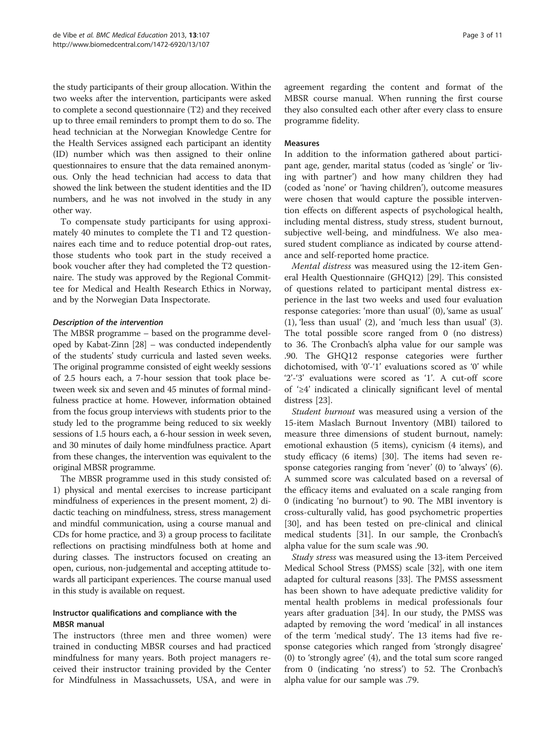the study participants of their group allocation. Within the two weeks after the intervention, participants were asked to complete a second questionnaire (T2) and they received up to three email reminders to prompt them to do so. The head technician at the Norwegian Knowledge Centre for the Health Services assigned each participant an identity (ID) number which was then assigned to their online questionnaires to ensure that the data remained anonymous. Only the head technician had access to data that showed the link between the student identities and the ID numbers, and he was not involved in the study in any other way.

To compensate study participants for using approximately 40 minutes to complete the T1 and T2 questionnaires each time and to reduce potential drop-out rates, those students who took part in the study received a book voucher after they had completed the T2 questionnaire. The study was approved by the Regional Committee for Medical and Health Research Ethics in Norway, and by the Norwegian Data Inspectorate.

### *Description of the intervention*

The MBSR programme – based on the programme developed by Kabat-Zinn [28] – was conducted independently of the students' study curricula and lasted seven weeks. The original programme consisted of eight weekly sessions of 2.5 hours each, a 7-hour session that took place between week six and seven and 45 minutes of formal mindfulness practice at home. However, information obtained from the focus group interviews with students prior to the study led to the programme being reduced to six weekly sessions of 1.5 hours each, a 6-hour session in week seven, and 30 minutes of daily home mindfulness practice. Apart from these changes, the intervention was equivalent to the original MBSR programme.

The MBSR programme used in this study consisted of: 1) physical and mental exercises to increase participant mindfulness of experiences in the present moment, 2) didactic teaching on mindfulness, stress, stress management and mindful communication, using a course manual and CDs for home practice, and 3) a group process to facilitate reflections on practising mindfulness both at home and during classes. The instructors focused on creating an open, curious, non-judgemental and accepting attitude towards all participant experiences. The course manual used in this study is available on request.

### Instructor qualifications and compliance with the MBSR manual

The instructors (three men and three women) were trained in conducting MBSR courses and had practiced mindfulness for many years. Both project managers received their instructor training provided by the Center for Mindfulness in Massachussets, USA, and were in agreement regarding the content and format of the MBSR course manual. When running the first course they also consulted each other after every class to ensure programme fidelity.

### Measures

In addition to the information gathered about participant age, gender, marital status (coded as 'single' or 'living with partner') and how many children they had (coded as 'none' or 'having children'), outcome measures were chosen that would capture the possible intervention effects on different aspects of psychological health, including mental distress, study stress, student burnout, subjective well-being, and mindfulness. We also measured student compliance as indicated by course attendance and self-reported home practice.

*Mental distress* was measured using the 12-item General Health Questionnaire (GHQ12) [29]. This consisted of questions related to participant mental distress experience in the last two weeks and used four evaluation response categories: 'more than usual' (0), 'same as usual' (1), 'less than usual' (2), and 'much less than usual' (3). The total possible score ranged from 0 (no distress) to 36. The Cronbach's alpha value for our sample was .90. The GHQ12 response categories were further dichotomised, with '0'-'1' evaluations scored as '0' while '2'-'3' evaluations were scored as '1'. A cut-off score of '≥4' indicated a clinically significant level of mental distress [23].

*Student burnout* was measured using a version of the 15-item Maslach Burnout Inventory (MBI) tailored to measure three dimensions of student burnout, namely: emotional exhaustion (5 items), cynicism (4 items), and study efficacy (6 items) [30]. The items had seven response categories ranging from 'never' (0) to 'always' (6). A summed score was calculated based on a reversal of the efficacy items and evaluated on a scale ranging from 0 (indicating 'no burnout') to 90. The MBI inventory is cross-culturally valid, has good psychometric properties [30], and has been tested on pre-clinical and clinical medical students [31]. In our sample, the Cronbach's alpha value for the sum scale was .90.

*Study stress* was measured using the 13-item Perceived Medical School Stress (PMSS) scale [32], with one item adapted for cultural reasons [33]. The PMSS assessment has been shown to have adequate predictive validity for mental health problems in medical professionals four years after graduation [34]. In our study, the PMSS was adapted by removing the word 'medical' in all instances of the term 'medical study'. The 13 items had five response categories which ranged from 'strongly disagree' (0) to 'strongly agree' (4), and the total sum score ranged from 0 (indicating 'no stress') to 52. The Cronbach's alpha value for our sample was .79.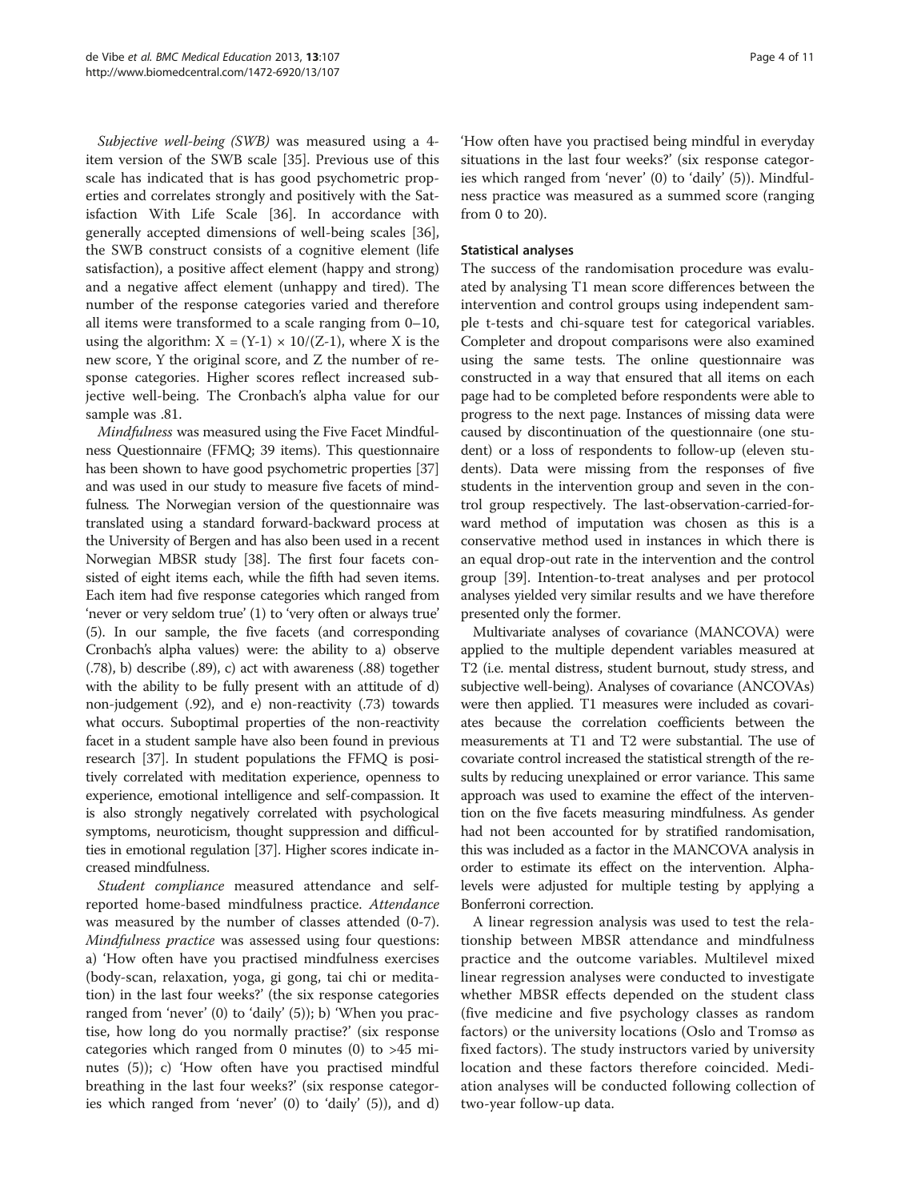*Subjective well-being (SWB)* was measured using a 4-item version of the SWB scale [35]. Previous use of this scale has indicated that is has good psychometric properties and correlates strongly and positively with the Satisfaction With Life Scale [36]. In accordance with generally accepted dimensions of well-being scales [36], the SWB construct consists of a cognitive element (life satisfaction), a positive affect element (happy and strong) and a negative affect element (unhappy and tired). The number of the response categories varied and therefore all items were transformed to a scale ranging from 0–10, using the algorithm: $X = (Y-1) \times 10/(Z-1)$, where X is the new score, Y the original score, and Z the number of response categories. Higher scores reflect increased subjective well-being. The Cronbach's alpha value for our sample was .81.

*Mindfulness* was measured using the Five Facet Mindfulness Questionnaire (FFMQ; 39 items). This questionnaire has been shown to have good psychometric properties [37] and was used in our study to measure five facets of mindfulness. The Norwegian version of the questionnaire was translated using a standard forward-backward process at the University of Bergen and has also been used in a recent Norwegian MBSR study [38]. The first four facets consisted of eight items each, while the fifth had seven items. Each item had five response categories which ranged from 'never or very seldom true' (1) to 'very often or always true' (5). In our sample, the five facets (and corresponding Cronbach's alpha values) were: the ability to a) observe (.78), b) describe (.89), c) act with awareness (.88) together with the ability to be fully present with an attitude of d) non-judgement (.92), and e) non-reactivity (.73) towards what occurs. Suboptimal properties of the non-reactivity facet in a student sample have also been found in previous research [37]. In student populations the FFMQ is positively correlated with meditation experience, openness to experience, emotional intelligence and self-compassion. It is also strongly negatively correlated with psychological symptoms, neuroticism, thought suppression and difficulties in emotional regulation [37]. Higher scores indicate increased mindfulness.

*Student compliance* measured attendance and self-reported home-based mindfulness practice. *Attendance* was measured by the number of classes attended (0-7). *Mindfulness practice* was assessed using four questions: a) 'How often have you practised mindfulness exercises (body-scan, relaxation, yoga, gi gong, tai chi or meditation) in the last four weeks?' (the six response categories ranged from 'never' (0) to 'daily' (5)); b) 'When you practise, how long do you normally practise?' (six response categories which ranged from 0 minutes (0) to >45 minutes (5)); c) 'How often have you practised mindful breathing in the last four weeks?' (six response categories which ranged from 'never' (0) to 'daily' (5)), and d) 'How often have you practised being mindful in everyday situations in the last four weeks?' (six response categories which ranged from 'never' (0) to 'daily' (5)). Mindfulness practice was measured as a summed score (ranging from 0 to 20).

### Statistical analyses

The success of the randomisation procedure was evaluated by analysing T1 mean score differences between the intervention and control groups using independent sample t-tests and chi-square test for categorical variables. Completer and dropout comparisons were also examined using the same tests. The online questionnaire was constructed in a way that ensured that all items on each page had to be completed before respondents were able to progress to the next page. Instances of missing data were caused by discontinuation of the questionnaire (one student) or a loss of respondents to follow-up (eleven students). Data were missing from the responses of five students in the intervention group and seven in the control group respectively. The last-observation-carried-forward method of imputation was chosen as this is a conservative method used in instances in which there is an equal drop-out rate in the intervention and the control group [39]. Intention-to-treat analyses and per protocol analyses yielded very similar results and we have therefore presented only the former.

Multivariate analyses of covariance (MANCOVA) were applied to the multiple dependent variables measured at T2 (i.e. mental distress, student burnout, study stress, and subjective well-being). Analyses of covariance (ANCOVAs) were then applied. T1 measures were included as covariates because the correlation coefficients between the measurements at T1 and T2 were substantial. The use of covariate control increased the statistical strength of the results by reducing unexplained or error variance. This same approach was used to examine the effect of the intervention on the five facets measuring mindfulness. As gender had not been accounted for by stratified randomisation, this was included as a factor in the MANCOVA analysis in order to estimate its effect on the intervention. Alpha-levels were adjusted for multiple testing by applying a Bonferroni correction.

A linear regression analysis was used to test the relationship between MBSR attendance and mindfulness practice and the outcome variables. Multilevel mixed linear regression analyses were conducted to investigate whether MBSR effects depended on the student class (five medicine and five psychology classes as random factors) or the university locations (Oslo and Tromsø as fixed factors). The study instructors varied by university location and these factors therefore coincided. Mediation analyses will be conducted following collection of two-year follow-up data.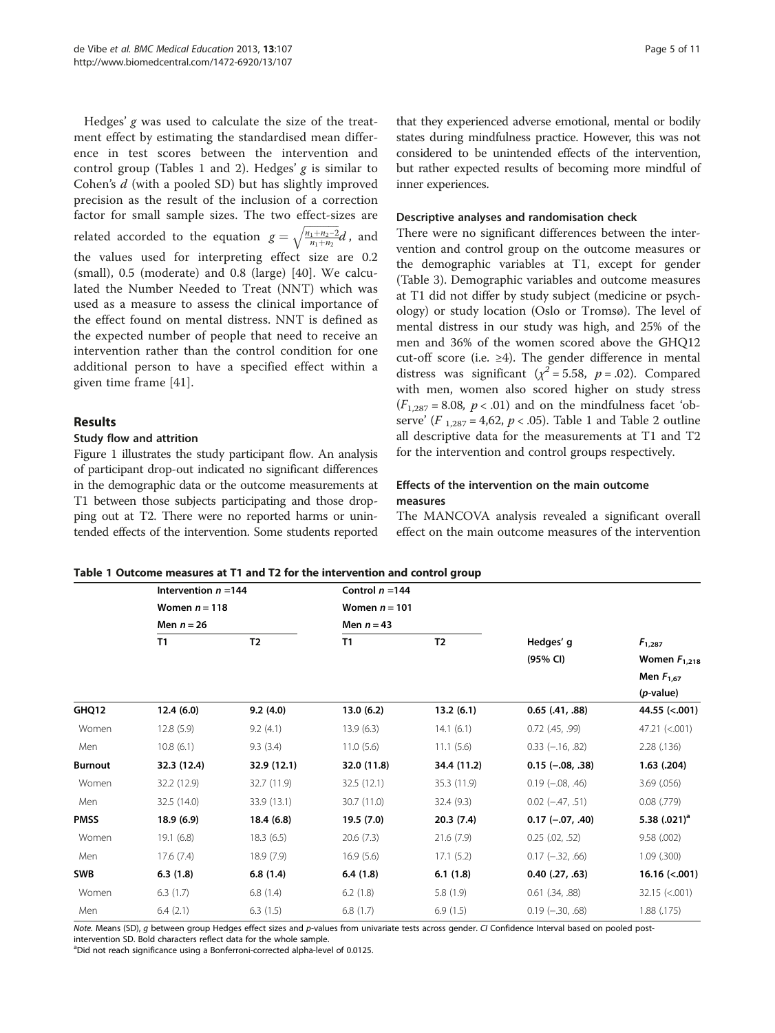Hedges' *g* was used to calculate the size of the treatment effect by estimating the standardised mean difference in test scores between the intervention and control group (Tables 1 and 2). Hedges' *g* is similar to Cohen's *d* (with a pooled SD) but has slightly improved precision as the result of the inclusion of a correction factor for small sample sizes. The two effect-sizes are related accorded to the equation $g = \sqrt{\frac{n_1+n_2-2}{n_1+n_2}}d$, and the values used for interpreting effect size are 0.2 (small), 0.5 (moderate) and 0.8 (large) [40]. We calculated the Number Needed to Treat (NNT) which was used as a measure to assess the clinical importance of the effect found on mental distress. NNT is defined as the expected number of people that need to receive an intervention rather than the control condition for one additional person to have a specified effect within a given time frame [41].

## Results

### Study flow and attrition

Figure 1 illustrates the study participant flow. An analysis of participant drop-out indicated no significant differences in the demographic data or the outcome measurements at T1 between those subjects participating and those dropping out at T2. There were no reported harms or unintended effects of the intervention. Some students reported that they experienced adverse emotional, mental or bodily states during mindfulness practice. However, this was not considered to be unintended effects of the intervention, but rather expected results of becoming more mindful of inner experiences.

### Descriptive analyses and randomisation check

There were no significant differences between the intervention and control group on the outcome measures or the demographic variables at T1, except for gender (Table 3). Demographic variables and outcome measures at T1 did not differ by study subject (medicine or psychology) or study location (Oslo or Tromsø). The level of mental distress in our study was high, and 25% of the men and 36% of the women scored above the GHQ12 cut-off score (i.e. ≥4). The gender difference in mental distress was significant ($\chi^2 = 5.58$, $p = .02$). Compared with men, women also scored higher on study stress ($F_{1,287} = 8.08$, $p < .01$) and on the mindfulness facet 'observe' ($F_{1,287} = 4{,}62$, $p < .05$). Table 1 and Table 2 outline all descriptive data for the measurements at T1 and T2 for the intervention and control groups respectively.

### Effects of the intervention on the main outcome measures

The MANCOVA analysis revealed a significant overall effect on the main outcome measures of the intervention

**Table 1 Outcome measures at T1 and T2 for the intervention and control group**

| | Intervention $n$ =144<br>Women $n$ = 118<br>Men $n$ = 26 | | Control $n$ =144<br>Women $n$ = 101<br>Men $n$ = 43 | | | |
|---|---|---|---|---|---|---|
| | T1 | T2 | T1 | T2 | Hedges' g (95% CI) | $F_{1,287}$<br>Women $F_{1,218}$<br>Men $F_{1,67}$<br>(*p*-value) |
| **GHQ12** | **12.4 (6.0)** | **9.2 (4.0)** | **13.0 (6.2)** | **13.2 (6.1)** | **0.65 (.41, .88)** | **44.55 (<.001)** |
| Women | 12.8 (5.9) | 9.2 (4.1) | 13.9 (6.3) | 14.1 (6.1) | 0.72 (.45, .99) | 47.21 (<.001) |
| Men | 10.8 (6.1) | 9.3 (3.4) | 11.0 (5.6) | 11.1 (5.6) | 0.33 (−.16, .82) | 2.28 (.136) |
| **Burnout** | **32.3 (12.4)** | **32.9 (12.1)** | **32.0 (11.8)** | **34.4 (11.2)** | **0.15 (−.08, .38)** | **1.63 (.204)** |
| Women | 32.2 (12.9) | 32.7 (11.9) | 32.5 (12.1) | 35.3 (11.9) | 0.19 (−.08, .46) | 3.69 (.056) |
| Men | 32.5 (14.0) | 33.9 (13.1) | 30.7 (11.0) | 32.4 (9.3) | 0.02 (−.47, .51) | 0.08 (.779) |
| **PMSS** | **18.9 (6.9)** | **18.4 (6.8)** | **19.5 (7.0)** | **20.3 (7.4)** | **0.17 (−.07, .40)** | **5.38 (.021)[a]** |
| Women | 19.1 (6.8) | 18.3 (6.5) | 20.6 (7.3) | 21.6 (7.9) | 0.25 (.02, .52) | 9.58 (.002) |
| Men | 17.6 (7.4) | 18.9 (7.9) | 16.9 (5.6) | 17.1 (5.2) | 0.17 (−.32, .66) | 1.09 (.300) |
| **SWB** | **6.3 (1.8)** | **6.8 (1.4)** | **6.4 (1.8)** | **6.1 (1.8)** | **0.40 (.27, .63)** | **16.16 (<.001)** |
| Women | 6.3 (1.7) | 6.8 (1.4) | 6.2 (1.8) | 5.8 (1.9) | 0.61 (.34, .88) | 32.15 (<.001) |
| Men | 6.4 (2.1) | 6.3 (1.5) | 6.8 (1.7) | 6.9 (1.5) | 0.19 (−.30, .68) | 1.88 (.175) |

*Note.* Means (SD), *g* between group Hedges effect sizes and *p*-values from univariate tests across gender. *CI* Confidence Interval based on pooled post-intervention SD. Bold characters reflect data for the whole sample.
[a]Did not reach significance using a Bonferroni-corrected alpha-level of 0.0125.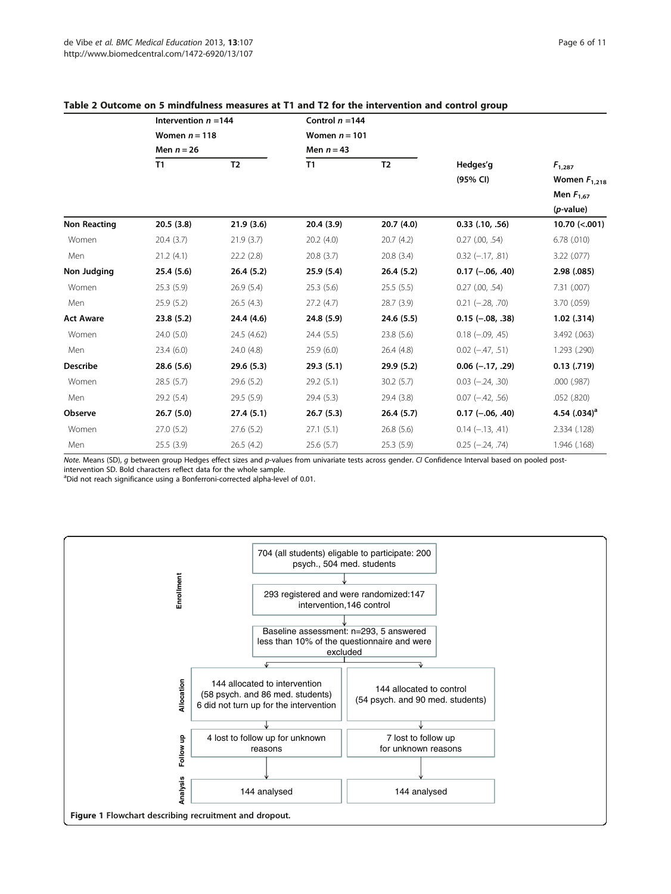**Table 2 Outcome on 5 mindfulness measures at T1 and T2 for the intervention and control group**

| | Intervention $n$ =144 Women $n$ = 118 Men $n$ = 26 | | Control $n$ =144 Women $n$ = 101 Men $n$ = 43 | | | |
|---|---|---|---|---|---|---|
| | T1 | T2 | T1 | T2 | Hedges'g (95% CI) | $F_{1,287}$ Women $F_{1,218}$ Men $F_{1,67}$ ($p$-value) |
| **Non Reacting** | **20.5 (3.8)** | **21.9 (3.6)** | **20.4 (3.9)** | **20.7 (4.0)** | **0.33 (.10, .56)** | **10.70 (<.001)** |
| Women | 20.4 (3.7) | 21.9 (3.7) | 20.2 (4.0) | 20.7 (4.2) | 0.27 (.00, .54) | 6.78 (.010) |
| Men | 21.2 (4.1) | 22.2 (2.8) | 20.8 (3.7) | 20.8 (3.4) | 0.32 (−.17, .81) | 3.22 (.077) |
| **Non Judging** | **25.4 (5.6)** | **26.4 (5.2)** | **25.9 (5.4)** | **26.4 (5.2)** | **0.17 (−.06, .40)** | **2.98 (.085)** |
| Women | 25.3 (5.9) | 26.9 (5.4) | 25.3 (5.6) | 25.5 (5.5) | 0.27 (.00, .54) | 7.31 (.007) |
| Men | 25.9 (5.2) | 26.5 (4.3) | 27.2 (4.7) | 28.7 (3.9) | 0.21 (−.28, .70) | 3.70 (.059) |
| **Act Aware** | **23.8 (5.2)** | **24.4 (4.6)** | **24.8 (5.9)** | **24.6 (5.5)** | **0.15 (−.08, .38)** | **1.02 (.314)** |
| Women | 24.0 (5.0) | 24.5 (4.62) | 24.4 (5.5) | 23.8 (5.6) | 0.18 (−.09, .45) | 3.492 (.063) |
| Men | 23.4 (6.0) | 24.0 (4.8) | 25.9 (6.0) | 26.4 (4.8) | 0.02 (−.47, .51) | 1.293 (.290) |
| **Describe** | **28.6 (5.6)** | **29.6 (5.3)** | **29.3 (5.1)** | **29.9 (5.2)** | **0.06 (−.17, .29)** | **0.13 (.719)** |
| Women | 28.5 (5.7) | 29.6 (5.2) | 29.2 (5.1) | 30.2 (5.7) | 0.03 (−.24, .30) | .000 (.987) |
| Men | 29.2 (5.4) | 29.5 (5.9) | 29.4 (5.3) | 29.4 (3.8) | 0.07 (−.42, .56) | .052 (.820) |
| **Observe** | **26.7 (5.0)** | **27.4 (5.1)** | **26.7 (5.3)** | **26.4 (5.7)** | **0.17 (−.06, .40)** | **4.54 (.034)[a]** |
| Women | 27.0 (5.2) | 27.6 (5.2) | 27.1 (5.1) | 26.8 (5.6) | 0.14 (−.13, .41) | 2.334 (.128) |
| Men | 25.5 (3.9) | 26.5 (4.2) | 25.6 (5.7) | 25.3 (5.9) | 0.25 (−.24, .74) | 1.946 (.168) |

*Note.* Means (SD), $g$ between group Hedges effect sizes and $p$-values from univariate tests across gender. *CI* Confidence Interval based on pooled post-intervention SD. Bold characters reflect data for the whole sample.
[a]Did not reach significance using a Bonferroni-corrected alpha-level of 0.01.

**Enrollment**
- 704 (all students) eligable to participate: 200 psych., 504 med. students
- 293 registered and were randomized: 147 intervention, 146 control
- Baseline assessment: n=293, 5 answered less than 10% of the questionnaire and were excluded

**Allocation**
- 144 allocated to intervention (58 psych. and 86 med. students) 6 did not turn up for the intervention
- 144 allocated to control (54 psych. and 90 med. students)

**Follow up**
- 4 lost to follow up for unknown reasons
- 7 lost to follow up for unknown reasons

**Analysis**
- 144 analysed
- 144 analysed

**Figure 1** Flowchart describing recruitment and dropout.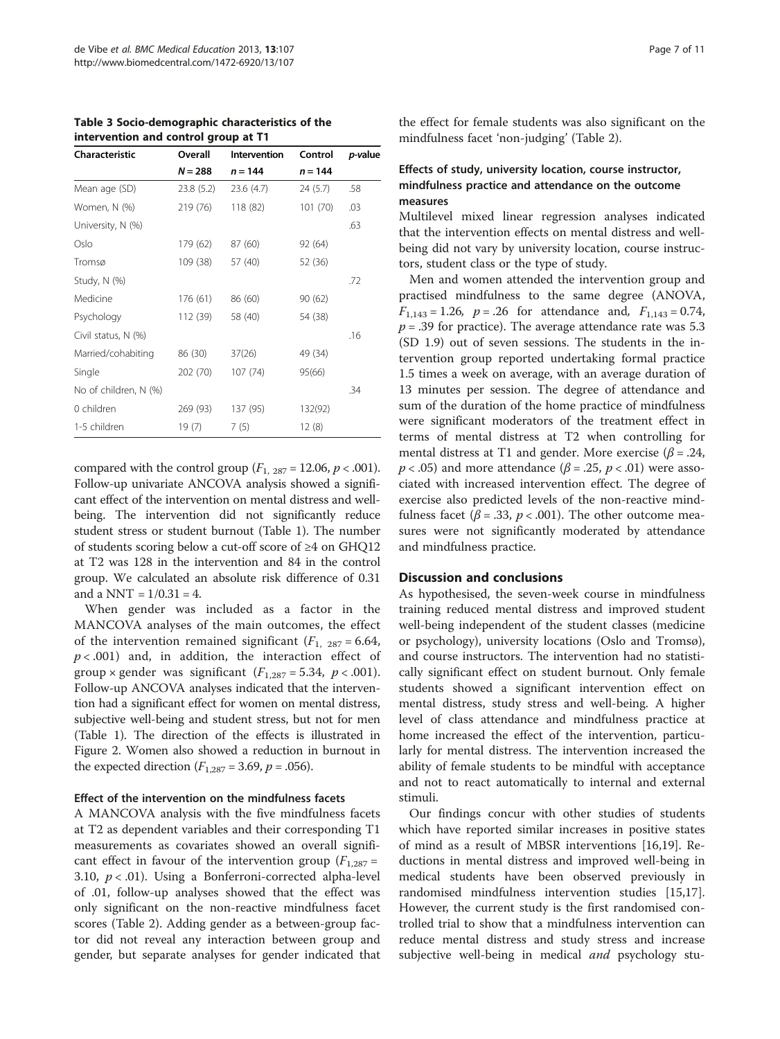**Table 3 Socio-demographic characteristics of the intervention and control group at T1**

| Characteristic | Overall | Intervention | Control | *p*-value |
|---|---|---|---|---|
| | $N = 288$ | $n = 144$ | $n = 144$ | |
| Mean age (SD) | 23.8 (5.2) | 23.6 (4.7) | 24 (5.7) | .58 |
| Women, N (%) | 219 (76) | 118 (82) | 101 (70) | .03 |
| University, N (%) | | | | .63 |
| Oslo | 179 (62) | 87 (60) | 92 (64) | |
| Tromsø | 109 (38) | 57 (40) | 52 (36) | |
| Study, N (%) | | | | .72 |
| Medicine | 176 (61) | 86 (60) | 90 (62) | |
| Psychology | 112 (39) | 58 (40) | 54 (38) | |
| Civil status, N (%) | | | | .16 |
| Married/cohabiting | 86 (30) | 37(26) | 49 (34) | |
| Single | 202 (70) | 107 (74) | 95(66) | |
| No of children, N (%) | | | | .34 |
| 0 children | 269 (93) | 137 (95) | 132(92) | |
| 1-5 children | 19 (7) | 7 (5) | 12 (8) | |

compared with the control group ($F_{1,\ 287} = 12.06$, $p < .001$). Follow-up univariate ANCOVA analysis showed a significant effect of the intervention on mental distress and well-being. The intervention did not significantly reduce student stress or student burnout (Table 1). The number of students scoring below a cut-off score of ≥4 on GHQ12 at T2 was 128 in the intervention and 84 in the control group. We calculated an absolute risk difference of 0.31 and a NNT = 1/0.31 = 4.

When gender was included as a factor in the MANCOVA analyses of the main outcomes, the effect of the intervention remained significant ($F_{1,\ 287} = 6.64$, $p < .001$) and, in addition, the interaction effect of group × gender was significant ($F_{1,287} = 5.34$, $p < .001$). Follow-up ANCOVA analyses indicated that the intervention had a significant effect for women on mental distress, subjective well-being and student stress, but not for men (Table 1). The direction of the effects is illustrated in Figure 2. Women also showed a reduction in burnout in the expected direction ($F_{1,287} = 3.69$, $p = .056$).

### Effect of the intervention on the mindfulness facets

A MANCOVA analysis with the five mindfulness facets at T2 as dependent variables and their corresponding T1 measurements as covariates showed an overall significant effect in favour of the intervention group ($F_{1,287} = 3.10$, $p < .01$). Using a Bonferroni-corrected alpha-level of .01, follow-up analyses showed that the effect was only significant on the non-reactive mindfulness facet scores (Table 2). Adding gender as a between-group factor did not reveal any interaction between group and gender, but separate analyses for gender indicated that the effect for female students was also significant on the mindfulness facet 'non-judging' (Table 2).

### Effects of study, university location, course instructor, mindfulness practice and attendance on the outcome measures

Multilevel mixed linear regression analyses indicated that the intervention effects on mental distress and well-being did not vary by university location, course instructors, student class or the type of study.

Men and women attended the intervention group and practised mindfulness to the same degree (ANOVA, $F_{1,143} = 1.26$, $p = .26$ for attendance and, $F_{1,143} = 0.74$, $p = .39$ for practice). The average attendance rate was 5.3 (SD 1.9) out of seven sessions. The students in the intervention group reported undertaking formal practice 1.5 times a week on average, with an average duration of 13 minutes per session. The degree of attendance and sum of the duration of the home practice of mindfulness were significant moderators of the treatment effect in terms of mental distress at T2 when controlling for mental distress at T1 and gender. More exercise ($\beta = .24$, $p < .05$) and more attendance ($\beta = .25$, $p < .01$) were associated with increased intervention effect. The degree of exercise also predicted levels of the non-reactive mindfulness facet ($\beta = .33$, $p < .001$). The other outcome measures were not significantly moderated by attendance and mindfulness practice.

## Discussion and conclusions

As hypothesised, the seven-week course in mindfulness training reduced mental distress and improved student well-being independent of the student classes (medicine or psychology), university locations (Oslo and Tromsø), and course instructors. The intervention had no statistically significant effect on student burnout. Only female students showed a significant intervention effect on mental distress, study stress and well-being. A higher level of class attendance and mindfulness practice at home increased the effect of the intervention, particularly for mental distress. The intervention increased the ability of female students to be mindful with acceptance and not to react automatically to internal and external stimuli.

Our findings concur with other studies of students which have reported similar increases in positive states of mind as a result of MBSR interventions [16,19]. Reductions in mental distress and improved well-being in medical students have been observed previously in randomised mindfulness intervention studies [15,17]. However, the current study is the first randomised controlled trial to show that a mindfulness intervention can reduce mental distress and study stress and increase subjective well-being in medical *and* psychology stu-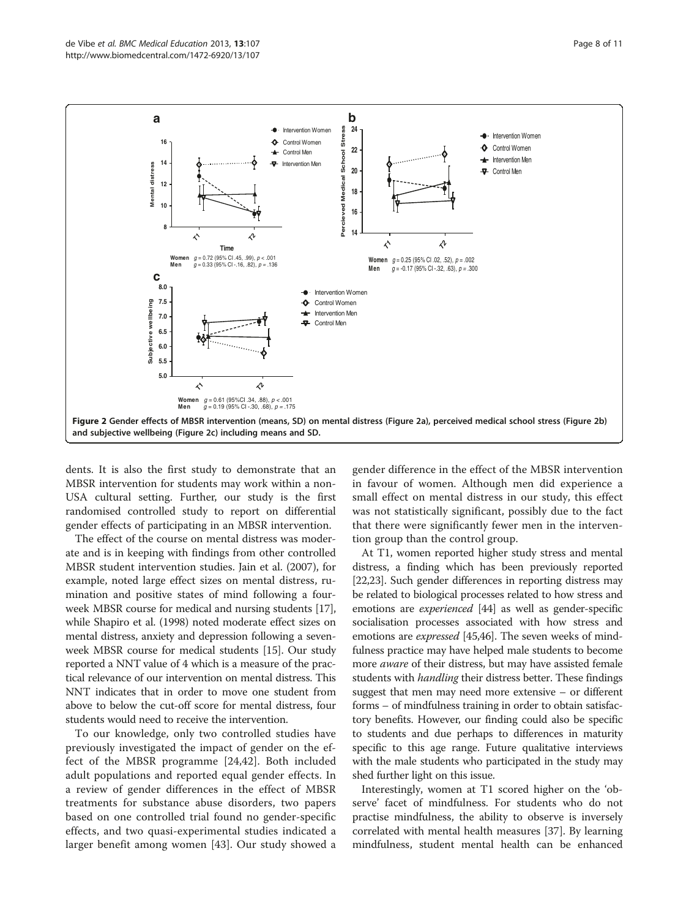Women $g = 0.72$ (95% CI .45, .99), $p < .001$
Men $g = 0.33$ (95% CI -.16, .82), $p = .136$

Women $g = 0.25$ (95% CI .02, .52), $p = .002$
Men $g = -0.17$ (95% CI -.32, .63), $p = .300$

Women $g = 0.61$ (95%CI .34, .88), $p < .001$
Men $g = 0.19$ (95% CI -.30, .68), $p = .175$

**Figure 2** Gender effects of MBSR intervention (means, SD) on mental distress (Figure 2a), perceived medical school stress (Figure 2b) and subjective wellbeing (Figure 2c) including means and SD.

dents. It is also the first study to demonstrate that an MBSR intervention for students may work within a non-USA cultural setting. Further, our study is the first randomised controlled study to report on differential gender effects of participating in an MBSR intervention.

The effect of the course on mental distress was moderate and is in keeping with findings from other controlled MBSR student intervention studies. Jain et al. (2007), for example, noted large effect sizes on mental distress, rumination and positive states of mind following a four-week MBSR course for medical and nursing students [17], while Shapiro et al. (1998) noted moderate effect sizes on mental distress, anxiety and depression following a seven-week MBSR course for medical students [15]. Our study reported a NNT value of 4 which is a measure of the practical relevance of our intervention on mental distress. This NNT indicates that in order to move one student from above to below the cut-off score for mental distress, four students would need to receive the intervention.

To our knowledge, only two controlled studies have previously investigated the impact of gender on the effect of the MBSR programme [24,42]. Both included adult populations and reported equal gender effects. In a review of gender differences in the effect of MBSR treatments for substance abuse disorders, two papers based on one controlled trial found no gender-specific effects, and two quasi-experimental studies indicated a larger benefit among women [43]. Our study showed a gender difference in the effect of the MBSR intervention in favour of women. Although men did experience a small effect on mental distress in our study, this effect was not statistically significant, possibly due to the fact that there were significantly fewer men in the intervention group than the control group.

At T1, women reported higher study stress and mental distress, a finding which has been previously reported [22,23]. Such gender differences in reporting distress may be related to biological processes related to how stress and emotions are *experienced* [44] as well as gender-specific socialisation processes associated with how stress and emotions are *expressed* [45,46]. The seven weeks of mindfulness practice may have helped male students to become more *aware* of their distress, but may have assisted female students with *handling* their distress better. These findings suggest that men may need more extensive – or different forms – of mindfulness training in order to obtain satisfactory benefits. However, our finding could also be specific to students and due perhaps to differences in maturity specific to this age range. Future qualitative interviews with the male students who participated in the study may shed further light on this issue.

Interestingly, women at T1 scored higher on the 'observe' facet of mindfulness. For students who do not practise mindfulness, the ability to observe is inversely correlated with mental health measures [37]. By learning mindfulness, student mental health can be enhanced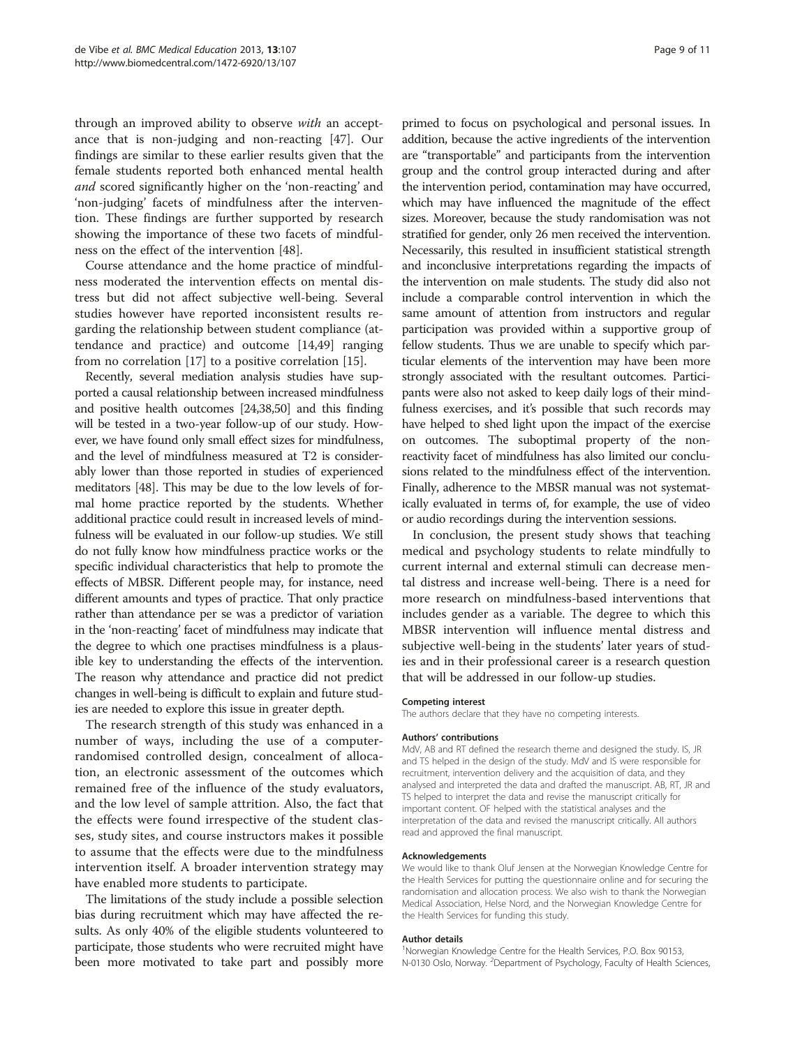through an improved ability to observe *with* an acceptance that is non-judging and non-reacting [47]. Our findings are similar to these earlier results given that the female students reported both enhanced mental health *and* scored significantly higher on the 'non-reacting' and 'non-judging' facets of mindfulness after the intervention. These findings are further supported by research showing the importance of these two facets of mindfulness on the effect of the intervention [48].

Course attendance and the home practice of mindfulness moderated the intervention effects on mental distress but did not affect subjective well-being. Several studies however have reported inconsistent results regarding the relationship between student compliance (attendance and practice) and outcome [14,49] ranging from no correlation [17] to a positive correlation [15].

Recently, several mediation analysis studies have supported a causal relationship between increased mindfulness and positive health outcomes [24,38,50] and this finding will be tested in a two-year follow-up of our study. However, we have found only small effect sizes for mindfulness, and the level of mindfulness measured at T2 is considerably lower than those reported in studies of experienced meditators [48]. This may be due to the low levels of formal home practice reported by the students. Whether additional practice could result in increased levels of mindfulness will be evaluated in our follow-up studies. We still do not fully know how mindfulness practice works or the specific individual characteristics that help to promote the effects of MBSR. Different people may, for instance, need different amounts and types of practice. That only practice rather than attendance per se was a predictor of variation in the 'non-reacting' facet of mindfulness may indicate that the degree to which one practises mindfulness is a plausible key to understanding the effects of the intervention. The reason why attendance and practice did not predict changes in well-being is difficult to explain and future studies are needed to explore this issue in greater depth.

The research strength of this study was enhanced in a number of ways, including the use of a computer-randomised controlled design, concealment of allocation, an electronic assessment of the outcomes which remained free of the influence of the study evaluators, and the low level of sample attrition. Also, the fact that the effects were found irrespective of the student classes, study sites, and course instructors makes it possible to assume that the effects were due to the mindfulness intervention itself. A broader intervention strategy may have enabled more students to participate.

The limitations of the study include a possible selection bias during recruitment which may have affected the results. As only 40% of the eligible students volunteered to participate, those students who were recruited might have been more motivated to take part and possibly more primed to focus on psychological and personal issues. In addition, because the active ingredients of the intervention are "transportable" and participants from the intervention group and the control group interacted during and after the intervention period, contamination may have occurred, which may have influenced the magnitude of the effect sizes. Moreover, because the study randomisation was not stratified for gender, only 26 men received the intervention. Necessarily, this resulted in insufficient statistical strength and inconclusive interpretations regarding the impacts of the intervention on male students. The study did also not include a comparable control intervention in which the same amount of attention from instructors and regular participation was provided within a supportive group of fellow students. Thus we are unable to specify which particular elements of the intervention may have been more strongly associated with the resultant outcomes. Participants were also not asked to keep daily logs of their mindfulness exercises, and it's possible that such records may have helped to shed light upon the impact of the exercise on outcomes. The suboptimal property of the non-reactivity facet of mindfulness has also limited our conclusions related to the mindfulness effect of the intervention. Finally, adherence to the MBSR manual was not systematically evaluated in terms of, for example, the use of video or audio recordings during the intervention sessions.

In conclusion, the present study shows that teaching medical and psychology students to relate mindfully to current internal and external stimuli can decrease mental distress and increase well-being. There is a need for more research on mindfulness-based interventions that includes gender as a variable. The degree to which this MBSR intervention will influence mental distress and subjective well-being in the students' later years of studies and in their professional career is a research question that will be addressed in our follow-up studies.

#### Competing interest

The authors declare that they have no competing interests.

#### Authors' contributions

MdV, AB and RT defined the research theme and designed the study. IS, JR and TS helped in the design of the study. MdV and IS were responsible for recruitment, intervention delivery and the acquisition of data, and they analysed and interpreted the data and drafted the manuscript. AB, RT, JR and TS helped to interpret the data and revise the manuscript critically for important content. OF helped with the statistical analyses and the interpretation of the data and revised the manuscript critically. All authors read and approved the final manuscript.

#### Acknowledgements

We would like to thank Oluf Jensen at the Norwegian Knowledge Centre for the Health Services for putting the questionnaire online and for securing the randomisation and allocation process. We also wish to thank the Norwegian Medical Association, Helse Nord, and the Norwegian Knowledge Centre for the Health Services for funding this study.

#### Author details

[1]Norwegian Knowledge Centre for the Health Services, P.O. Box 90153, N-0130 Oslo, Norway. [2]Department of Psychology, Faculty of Health Sciences,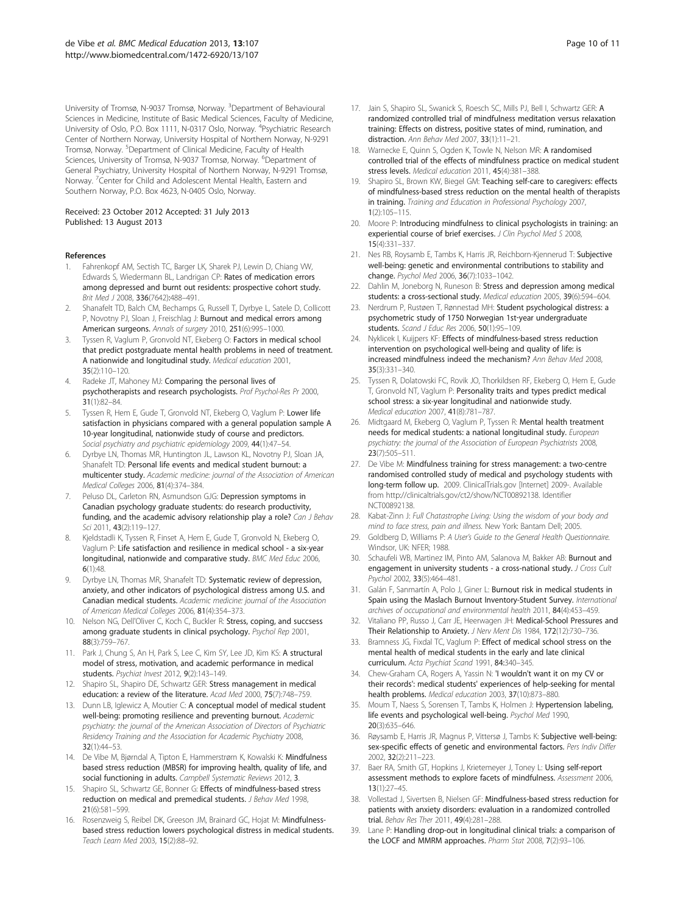University of Tromsø, N-9037 Tromsø, Norway. [3]Department of Behavioural Sciences in Medicine, Institute of Basic Medical Sciences, Faculty of Medicine, University of Oslo, P.O. Box 1111, N-0317 Oslo, Norway. [4]Psychiatric Research Center of Northern Norway, University Hospital of Northern Norway, N-9291 Tromsø, Norway. [5]Department of Clinical Medicine, Faculty of Health Sciences, University of Tromsø, N-9037 Tromsø, Norway. [6]Department of General Psychiatry, University Hospital of Northern Norway, N-9291 Tromsø, Norway. [7]Center for Child and Adolescent Mental Health, Eastern and Southern Norway, P.O. Box 4623, N-0405 Oslo, Norway.

Received: 23 October 2012 Accepted: 31 July 2013
Published: 13 August 2013

## References

1. Fahrenkopf AM, Sectish TC, Barger LK, Sharek PJ, Lewin D, Chiang VW, Edwards S, Wiedermann BL, Landrigan CP: **Rates of medication errors among depressed and burnt out residents: prospective cohort study.** *Brit Med J* 2008, **336**(7642):488–491.
2. Shanafelt TD, Balch CM, Bechamps G, Russell T, Dyrbye L, Satele D, Collicott P, Novotny PJ, Sloan J, Freischlag J: **Burnout and medical errors among American surgeons.** *Annals of surgery* 2010, **251**(6):995–1000.
3. Tyssen R, Vaglum P, Gronvold NT, Ekeberg O: **Factors in medical school that predict postgraduate mental health problems in need of treatment. A nationwide and longitudinal study.** *Medical education* 2001, **35**(2):110–120.
4. Radeke JT, Mahoney MJ: **Comparing the personal lives of psychotherapists and research psychologists.** *Prof Psychol-Res Pr* 2000, **31**(1):82–84.
5. Tyssen R, Hem E, Gude T, Gronvold NT, Ekeberg O, Vaglum P: **Lower life satisfaction in physicians compared with a general population sample A 10-year longitudinal, nationwide study of course and predictors.** *Social psychiatry and psychiatric epidemiology* 2009, **44**(1):47–54.
6. Dyrbye LN, Thomas MR, Huntington JL, Lawson KL, Novotny PJ, Sloan JA, Shanafelt TD: **Personal life events and medical student burnout: a multicenter study.** *Academic medicine: journal of the Association of American Medical Colleges* 2006, **81**(4):374–384.
7. Peluso DL, Carleton RN, Asmundson GJG: **Depression symptoms in Canadian psychology graduate students: do research productivity, funding, and the academic advisory relationship play a role?** *Can J Behav Sci* 2011, **43**(2):119–127.
8. Kjeldstadli K, Tyssen R, Finset A, Hem E, Gude T, Gronvold N, Ekeberg O, Vaglum P: **Life satisfaction and resilience in medical school - a six-year longitudinal, nationwide and comparative study.** *BMC Med Educ* 2006, **6**(1):48.
9. Dyrbye LN, Thomas MR, Shanafelt TD: **Systematic review of depression, anxiety, and other indicators of psychological distress among U.S. and Canadian medical students.** *Academic medicine: journal of the Association of American Medical Colleges* 2006, **81**(4):354–373.
10. Nelson NG, Dell'Oliver C, Koch C, Buckler R: **Stress, coping, and success among graduate students in clinical psychology.** *Psychol Rep* 2001, **88**(3):759–767.
11. Park J, Chung S, An H, Park S, Lee C, Kim SY, Lee JD, Kim KS: **A structural model of stress, motivation, and academic performance in medical students.** *Psychiat Invest* 2012, **9**(2):143–149.
12. Shapiro SL, Shapiro DE, Schwartz GER: **Stress management in medical education: a review of the literature.** *Acad Med* 2000, **75**(7):748–759.
13. Dunn LB, Iglewicz A, Moutier C: **A conceptual model of medical student well-being: promoting resilience and preventing burnout.** *Academic psychiatry: the journal of the American Association of Directors of Psychiatric Residency Training and the Association for Academic Psychiatry* 2008, **32**(1):44–53.
14. De Vibe M, Bjørndal A, Tipton E, Hammerstrøm K, Kowalski K: **Mindfulness based stress reduction (MBSR) for improving health, quality of life, and social functioning in adults.** *Campbell Systematic Reviews* 2012, **3**.
15. Shapiro SL, Schwartz GE, Bonner G: **Effects of mindfulness-based stress reduction on medical and premedical students.** *J Behav Med* 1998, **21**(6):581–599.
16. Rosenzweig S, Reibel DK, Greeson JM, Brainard GC, Hojat M: **Mindfulness-based stress reduction lowers psychological distress in medical students.** *Teach Learn Med* 2003, **15**(2):88–92.
17. Jain S, Shapiro SL, Swanick S, Roesch SC, Mills PJ, Bell I, Schwartz GER: **A randomized controlled trial of mindfulness meditation versus relaxation training: Effects on distress, positive states of mind, rumination, and distraction.** *Ann Behav Med* 2007, **33**(1):11–21.
18. Warnecke E, Quinn S, Ogden K, Towle N, Nelson MR: **A randomised controlled trial of the effects of mindfulness practice on medical student stress levels.** *Medical education* 2011, **45**(4):381–388.
19. Shapiro SL, Brown KW, Biegel GM: **Teaching self-care to caregivers: effects of mindfulness-based stress reduction on the mental health of therapists in training.** *Training and Education in Professional Psychology* 2007, **1**(2):105–115.
20. Moore P: **Introducing mindfulness to clinical psychologists in training: an experiential course of brief exercises.** *J Clin Psychol Med S* 2008, **15**(4):331–337.
21. Nes RB, Roysamb E, Tambs K, Harris JR, Reichborn-Kjennerud T: **Subjective well-being: genetic and environmental contributions to stability and change.** *Psychol Med* 2006, **36**(7):1033–1042.
22. Dahlin M, Joneborg N, Runeson B: **Stress and depression among medical students: a cross-sectional study.** *Medical education* 2005, **39**(6):594–604.
23. Nerdrum P, Rustøen T, Rønnestad MH: **Student psychological distress: a psychometric study of 1750 Norwegian 1st-year undergraduate students.** *Scand J Educ Res* 2006, **50**(1):95–109.
24. Nyklicek I, Kuijpers KF: **Effects of mindfulness-based stress reduction intervention on psychological well-being and quality of life: is increased mindfulness indeed the mechanism?** *Ann Behav Med* 2008, **35**(3):331–340.
25. Tyssen R, Dolatowski FC, Rovik JO, Thorkildsen RF, Ekeberg O, Hem E, Gude T, Gronvold NT, Vaglum P: **Personality traits and types predict medical school stress: a six-year longitudinal and nationwide study.** *Medical education* 2007, **41**(8):781–787.
26. Midtgaard M, Ekeberg O, Vaglum P, Tyssen R: **Mental health treatment needs for medical students: a national longitudinal study.** *European psychiatry: the journal of the Association of European Psychiatrists* 2008, **23**(7):505–511.
27. De Vibe M: **Mindfulness training for stress management: a two-centre randomised controlled study of medical and psychology students with long-term follow up.** 2009. ClinicalTrials.gov [Internet] 2009-. Available from http://clinicaltrials.gov/ct2/show/NCT00892138. Identifier NCT00892138.
28. Kabat-Zinn J: *Full Chatastrophe Living: Using the wisdom of your body and mind to face stress, pain and illness.* New York: Bantam Dell; 2005.
29. Goldberg D, Williams P: *A User's Guide to the General Health Questionnaire.* Windsor, UK: NFER; 1988.
30. Schaufeli WB, Martinez IM, Pinto AM, Salanova M, Bakker AB: **Burnout and engagement in university students - a cross-national study.** *J Cross Cult Psychol* 2002, **33**(5):464–481.
31. Galán F, Sanmartín A, Polo J, Giner L: **Burnout risk in medical students in Spain using the Maslach Burnout Inventory-Student Survey.** *International archives of occupational and environmental health* 2011, **84**(4):453–459.
32. Vitaliano PP, Russo J, Carr JE, Heerwagen JH: **Medical-School Pressures and Their Relationship to Anxiety.** *J Nerv Ment Dis* 1984, **172**(12):730–736.
33. Bramness JG, Fixdal TC, Vaglum P: **Effect of medical school stress on the mental health of medical students in the early and late clinical curriculum.** *Acta Psychiat Scand* 1991, **84**:340–345.
34. Chew-Graham CA, Rogers A, Yassin N: **'I wouldn't want it on my CV or their records': medical students' experiences of help-seeking for mental health problems.** *Medical education* 2003, **37**(10):873–880.
35. Moum T, Naess S, Sorensen T, Tambs K, Holmen J: **Hypertension labeling, life events and psychological well-being.** *Psychol Med* 1990, **20**(3):635–646.
36. Røysamb E, Harris JR, Magnus P, Vittersø J, Tambs K: **Subjective well-being: sex-specific effects of genetic and environmental factors.** *Pers Indiv Differ* 2002, **32**(2):211–223.
37. Baer RA, Smith GT, Hopkins J, Krietemeyer J, Toney L: **Using self-report assessment methods to explore facets of mindfulness.** *Assessment* 2006, **13**(1):27–45.
38. Vollestad J, Sivertsen B, Nielsen GF: **Mindfulness-based stress reduction for patients with anxiety disorders: evaluation in a randomized controlled trial.** *Behav Res Ther* 2011, **49**(4):281–288.
39. Lane P: **Handling drop-out in longitudinal clinical trials: a comparison of the LOCF and MMRM approaches.** *Pharm Stat* 2008, **7**(2):93–106.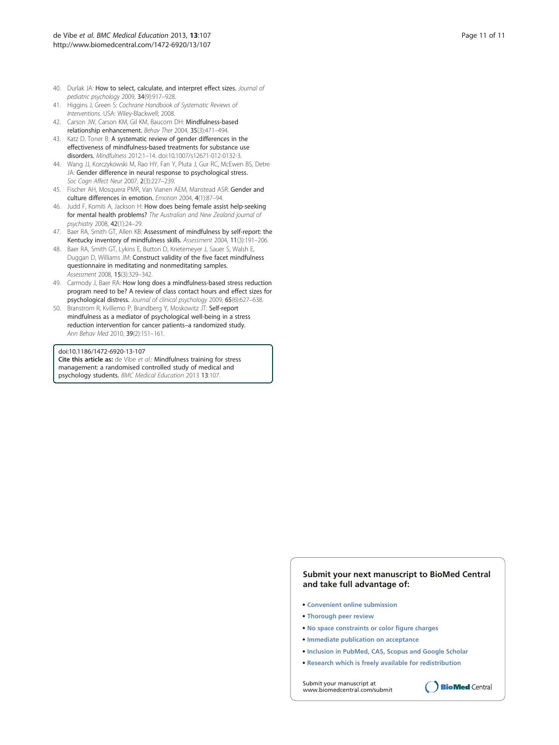40. Durlak JA: **How to select, calculate, and interpret effect sizes.** *Journal of pediatric psychology* 2009, **34**(9):917–928.
41. Higgins J, Green S: *Cochrane Handbook of Systematic Reviews of Interventions.* USA: Wiley-Blackwell; 2008.
42. Carson JW, Carson KM, Gil KM, Baucom DH: **Mindfulness-based relationship enhancement.** *Behav Ther* 2004, **35**(3):471–494.
43. Katz D, Toner B: **A systematic review of gender differences in the effectiveness of mindfulness-based treatments for substance use disorders.** *Mindfulness* 2012:1–14. doi:10.1007/s12671-012-0132-3.
44. Wang JJ, Korczykowski M, Rao HY, Fan Y, Pluta J, Gur RC, McEwen BS, Detre JA: **Gender difference in neural response to psychological stress.** *Soc Cogn Affect Neur* 2007, **2**(3):227–239.
45. Fischer AH, Mosquera PMR, Van Vianen AEM, Manstead ASR: **Gender and culture differences in emotion.** *Emotion* 2004, **4**(1):87–94.
46. Judd F, Komiti A, Jackson H: **How does being female assist help-seeking for mental health problems?** *The Australian and New Zealand journal of psychiatry* 2008, **42**(1):24–29.
47. Baer RA, Smith GT, Allen KB: **Assessment of mindfulness by self-report: the Kentucky inventory of mindfulness skills.** *Assessment* 2004, **11**(3):191–206.
48. Baer RA, Smith GT, Lykins E, Button D, Krietemeyer J, Sauer S, Walsh E, Duggan D, Williams JM: **Construct validity of the five facet mindfulness questionnaire in meditating and nonmeditating samples.** *Assessment* 2008, **15**(3):329–342.
49. Carmody J, Baer RA: **How long does a mindfulness-based stress reduction program need to be? A review of class contact hours and effect sizes for psychological distress.** *Journal of clinical psychology* 2009, **65**(6):627–638.
50. Branstrom R, Kvillemo P, Brandberg Y, Moskowitz JT: **Self-report mindfulness as a mediator of psychological well-being in a stress reduction intervention for cancer patients–a randomized study.** *Ann Behav Med* 2010, **39**(2):151–161.

doi:10.1186/1472-6920-13-107
**Cite this article as:** de Vibe *et al.*: Mindfulness training for stress management: a randomised controlled study of medical and psychology students. *BMC Medical Education* 2013 **13**:107.

**Submit your next manuscript to BioMed Central and take full advantage of:**

- **Convenient online submission**
- **Thorough peer review**
- **No space constraints or color figure charges**
- **Immediate publication on acceptance**
- **Inclusion in PubMed, CAS, Scopus and Google Scholar**
- **Research which is freely available for redistribution**

Submit your manuscript at
www.biomedcentral.com/submit

BioMed Central